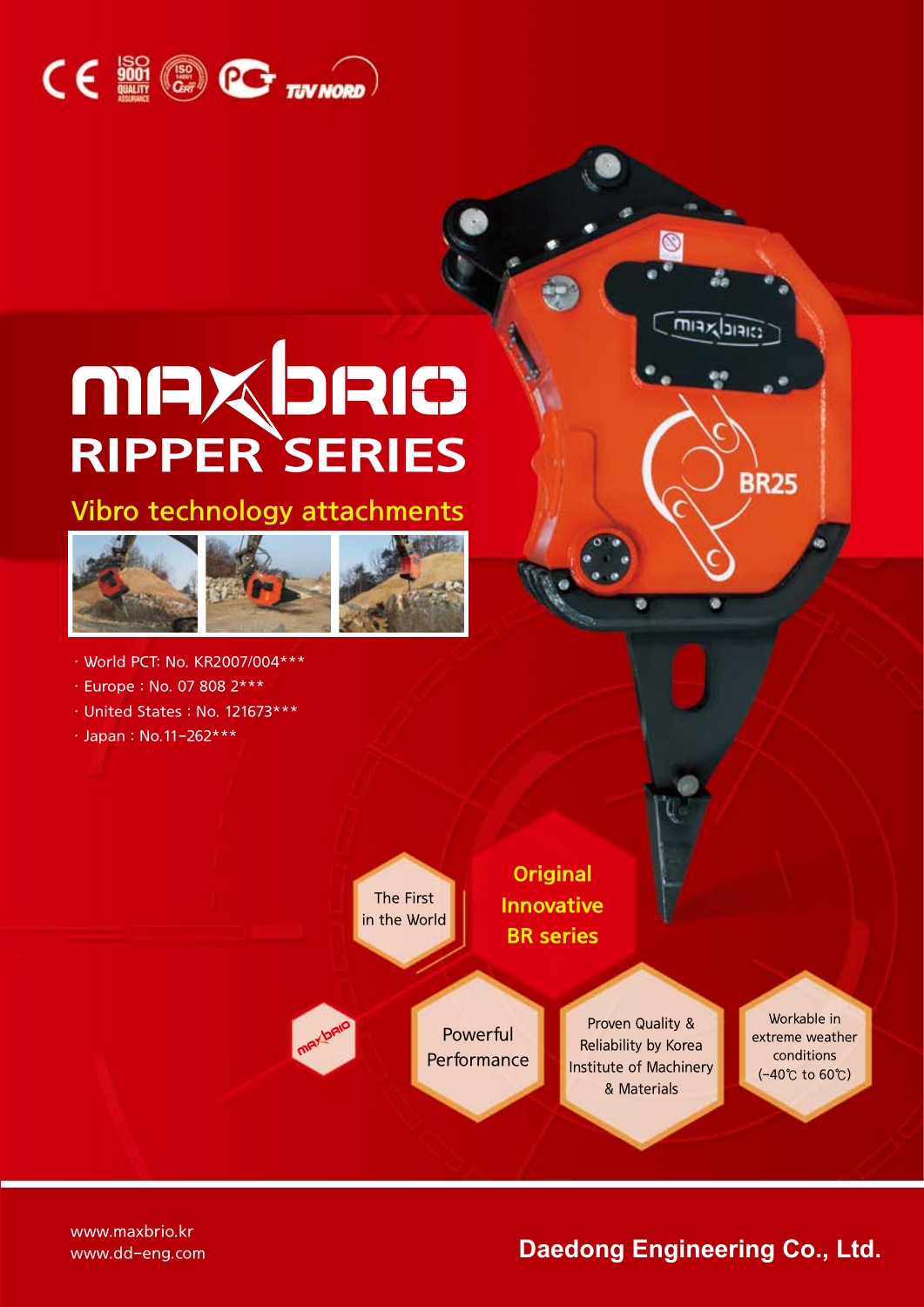# MAXBRIO RIPPER SERIES

## Vibro technology attachments

- World PCT: No. KR2007/004***
- Europe : No. 07 808 2***
- United States : No. 121673***
- Japan : No.11-262***

The First in the World

**Original Innovative BR series**

Powerful Performance

Proven Quality & Reliability by Korea Institute of Machinery & Materials

Workable in extreme weather conditions (-40℃ to 60℃)

www.maxbrio.kr
www.dd-eng.com

**Daedong Engineering Co., Ltd.**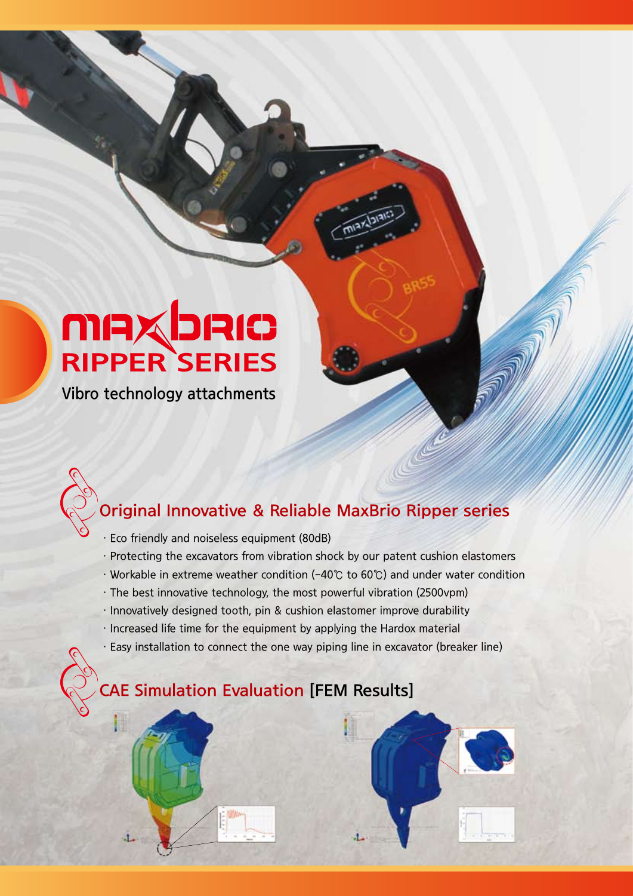# MAXBRIO RIPPER SERIES

Vibro technology attachments

## Original Innovative & Reliable MaxBrio Ripper series

- Eco friendly and noiseless equipment (80dB)
- Protecting the excavators from vibration shock by our patent cushion elastomers
- Workable in extreme weather condition (-40℃ to 60℃) and under water condition
- The best innovative technology, the most powerful vibration (2500vpm)
- Innovatively designed tooth, pin & cushion elastomer improve durability
- Increased life time for the equipment by applying the Hardox material
- Easy installation to connect the one way piping line in excavator (breaker line)

## CAE Simulation Evaluation [FEM Results]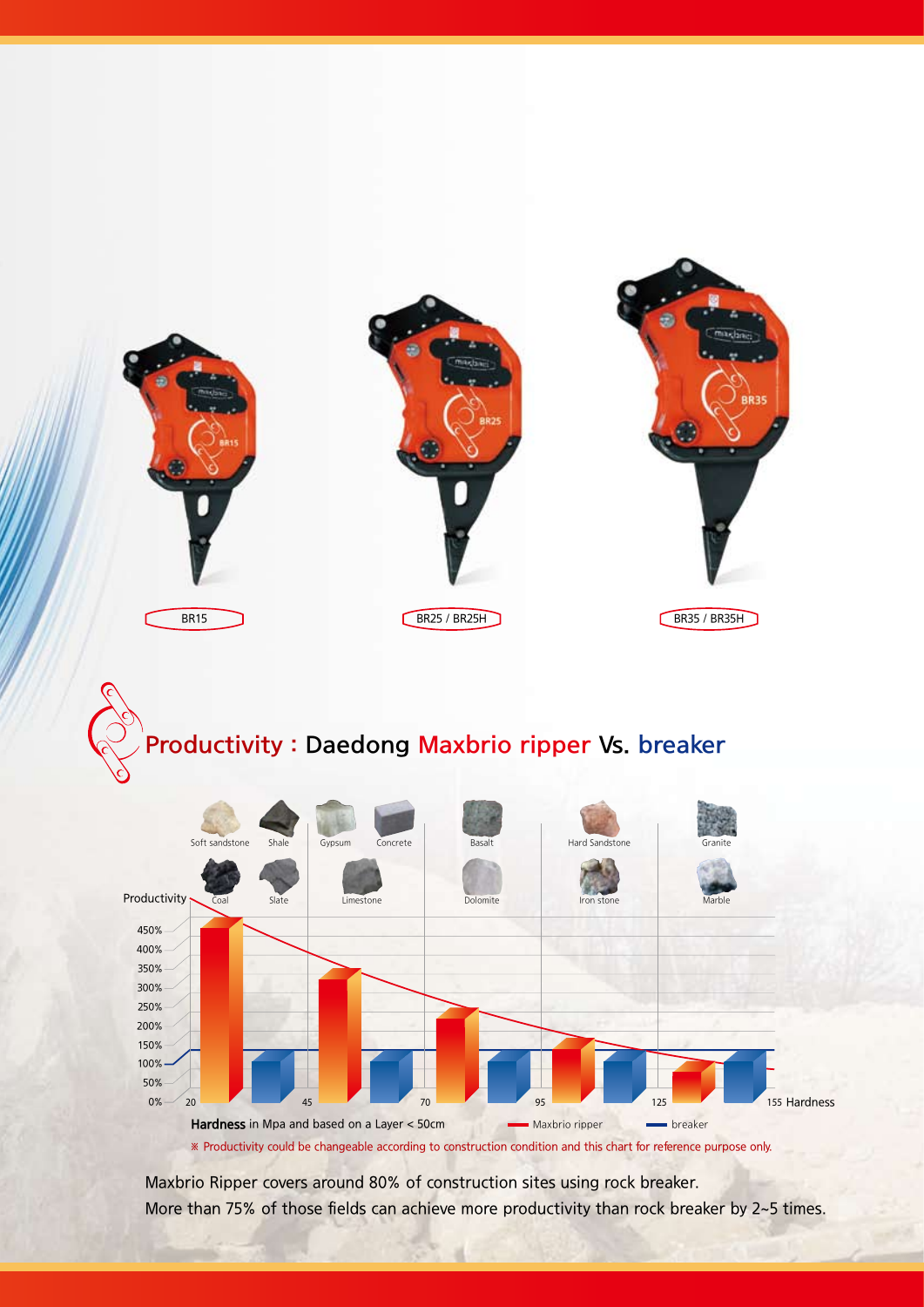BR15

BR25 / BR25H

BR35 / BR35H

## Productivity : Daedong Maxbrio ripper Vs. breaker

Soft sandstone | Shale | Gypsum | Concrete | Basalt | Hard Sandstone | Granite

Coal | Slate | Limestone | Dolomite | Iron stone | Marble

Productivity

450%, 400%, 350%, 300%, 250%, 200%, 150%, 100%, 50%, 0%

20 | 45 | 70 | 95 | 125 | 155 Hardness

**Hardness** in Mpa and based on a Layer < 50cm

Maxbrio ripper — breaker

※ Productivity could be changeable according to construction condition and this chart for reference purpose only.

Maxbrio Ripper covers around 80% of construction sites using rock breaker.
More than 75% of those fields can achieve more productivity than rock breaker by 2~5 times.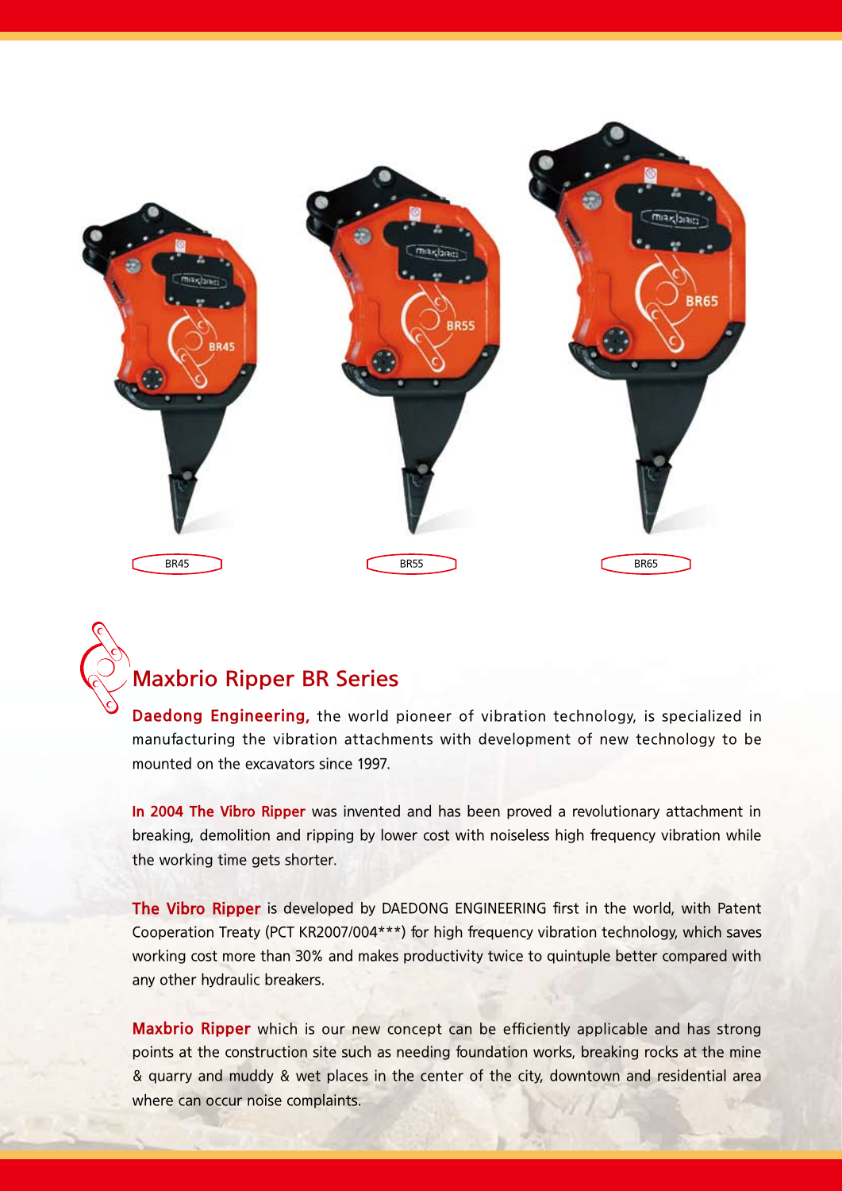BR45

BR55

BR65

## Maxbrio Ripper BR Series

**Daedong Engineering,** the world pioneer of vibration technology, is specialized in manufacturing the vibration attachments with development of new technology to be mounted on the excavators since 1997.

**In 2004 The Vibro Ripper** was invented and has been proved a revolutionary attachment in breaking, demolition and ripping by lower cost with noiseless high frequency vibration while the working time gets shorter.

**The Vibro Ripper** is developed by DAEDONG ENGINEERING first in the world, with Patent Cooperation Treaty (PCT KR2007/004***) for high frequency vibration technology, which saves working cost more than 30% and makes productivity twice to quintuple better compared with any other hydraulic breakers.

**Maxbrio Ripper** which is our new concept can be efficiently applicable and has strong points at the construction site such as needing foundation works, breaking rocks at the mine & quarry and muddy & wet places in the center of the city, downtown and residential area where can occur noise complaints.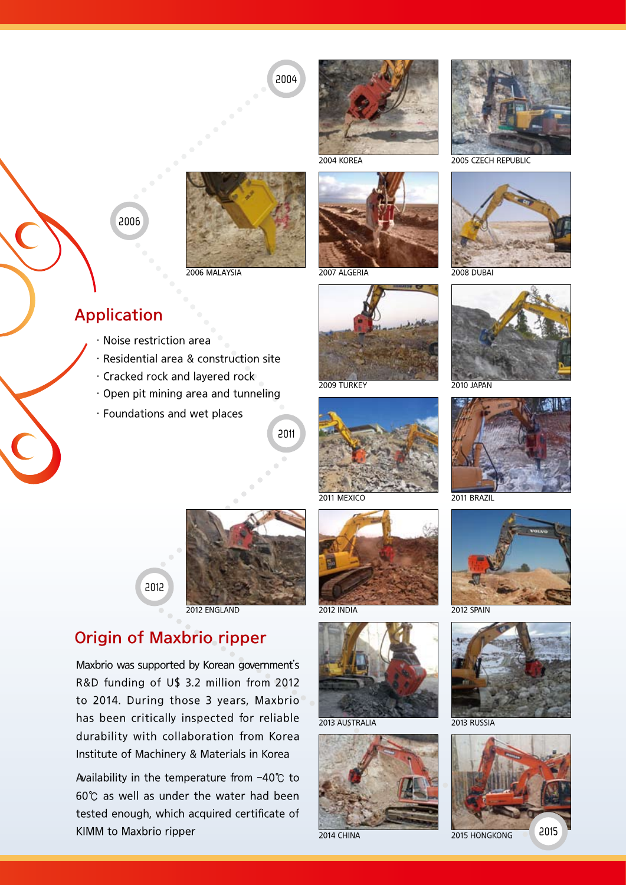2004

2004 KOREA

2005 CZECH REPUBLIC

2006

2006 MALAYSIA

2007 ALGERIA

2008 DUBAI

## Application

- Noise restriction area
- Residential area & construction site
- Cracked rock and layered rock
- Open pit mining area and tunneling
- Foundations and wet places

2009 TURKEY

2010 JAPAN

2011

2011 MEXICO

2011 BRAZIL

2012

2012 ENGLAND

2012 INDIA

2012 SPAIN

## Origin of Maxbrio ripper

Maxbrio was supported by Korean government's R&D funding of U$ 3.2 million from 2012 to 2014. During those 3 years, Maxbrio has been critically inspected for reliable durability with collaboration from Korea Institute of Machinery & Materials in Korea

Availability in the temperature from -40℃ to 60℃ as well as under the water had been tested enough, which acquired certificate of KIMM to Maxbrio ripper

2013 AUSTRALIA

2013 RUSSIA

2014 CHINA

2015 HONGKONG

2015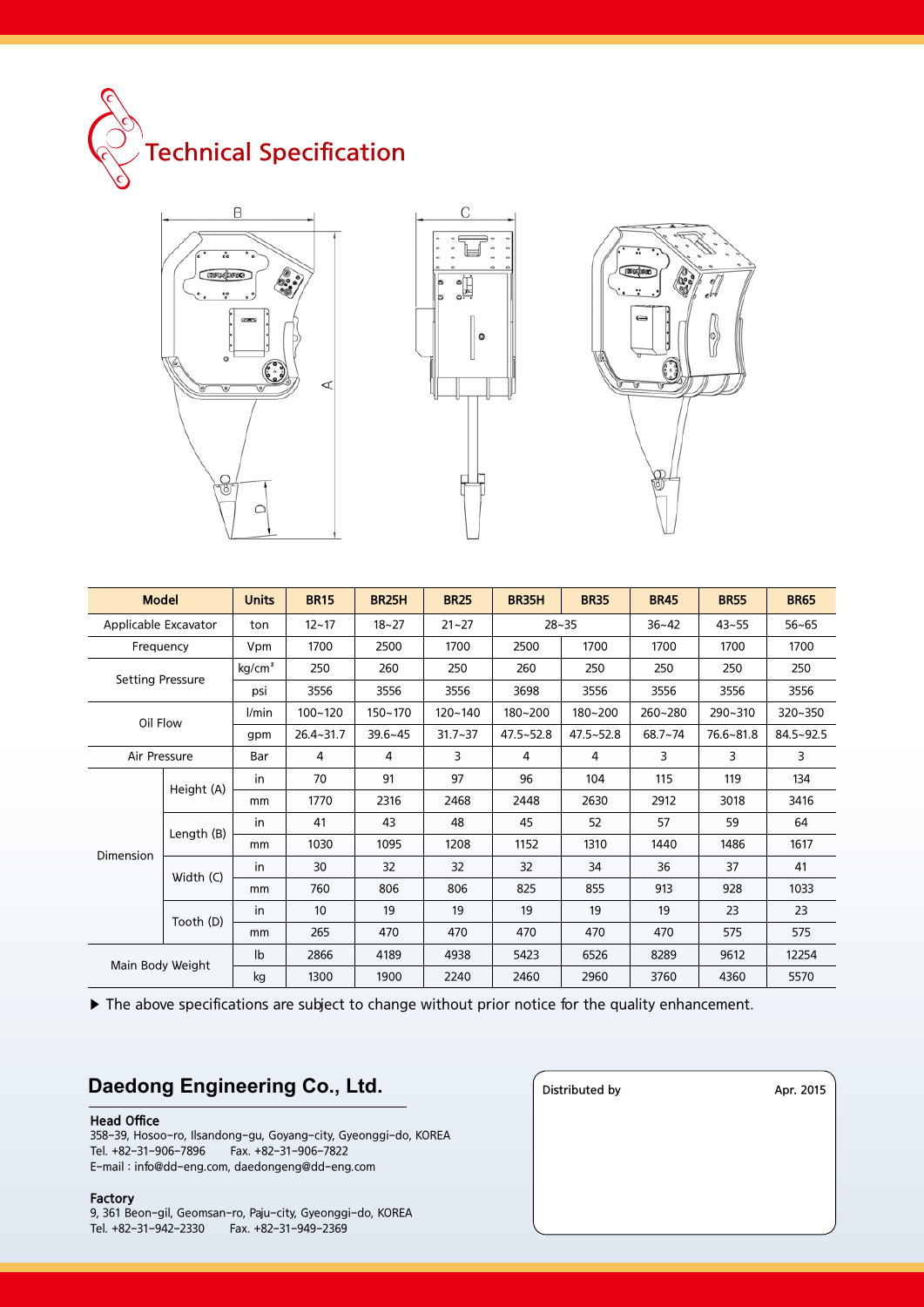# Technical Specification

B

C

A

D

| Model | | Units | BR15 | BR25H | BR25 | BR35H | BR35 | BR45 | BR55 | BR65 |
|---|---|---|---|---|---|---|---|---|---|---|
| Applicable Excavator | | ton | 12~17 | 18~27 | 21~27 | 28~35 | | 36~42 | 43~55 | 56~65 |
| Frequency | | Vpm | 1700 | 2500 | 1700 | 2500 | 1700 | 1700 | 1700 | 1700 |
| Setting Pressure | | $kg/cm^2$ | 250 | 260 | 250 | 260 | 250 | 250 | 250 | 250 |
| | | psi | 3556 | 3556 | 3556 | 3698 | 3556 | 3556 | 3556 | 3556 |
| Oil Flow | | l/min | 100~120 | 150~170 | 120~140 | 180~200 | 180~200 | 260~280 | 290~310 | 320~350 |
| | | gpm | 26.4~31.7 | 39.6~45 | 31.7~37 | 47.5~52.8 | 47.5~52.8 | 68.7~74 | 76.6~81.8 | 84.5~92.5 |
| Air Pressure | | Bar | 4 | 4 | 3 | 4 | 4 | 3 | 3 | 3 |
| Dimension | Height (A) | in | 70 | 91 | 97 | 96 | 104 | 115 | 119 | 134 |
| | | mm | 1770 | 2316 | 2468 | 2448 | 2630 | 2912 | 3018 | 3416 |
| | Length (B) | in | 41 | 43 | 48 | 45 | 52 | 57 | 59 | 64 |
| | | mm | 1030 | 1095 | 1208 | 1152 | 1310 | 1440 | 1486 | 1617 |
| | Width (C) | in | 30 | 32 | 32 | 32 | 34 | 36 | 37 | 41 |
| | | mm | 760 | 806 | 806 | 825 | 855 | 913 | 928 | 1033 |
| | Tooth (D) | in | 10 | 19 | 19 | 19 | 19 | 19 | 23 | 23 |
| | | mm | 265 | 470 | 470 | 470 | 470 | 470 | 575 | 575 |
| Main Body Weight | | lb | 2866 | 4189 | 4938 | 5423 | 6526 | 8289 | 9612 | 12254 |
| | | kg | 1300 | 1900 | 2240 | 2460 | 2960 | 3760 | 4360 | 5570 |

▶ The above specifications are subject to change without prior notice for the quality enhancement.

## Daedong Engineering Co., Ltd.

**Head Office**
358-39, Hosoo-ro, Ilsandong-gu, Goyang-city, Gyeonggi-do, KOREA
Tel. +82-31-906-7896 Fax. +82-31-906-7822
E-mail : info@dd-eng.com, daedongeng@dd-eng.com

**Factory**
9, 361 Beon-gil, Geomsan-ro, Paju-city, Gyeonggi-do, KOREA
Tel. +82-31-942-2330 Fax. +82-31-949-2369

Distributed by

Apr. 2015